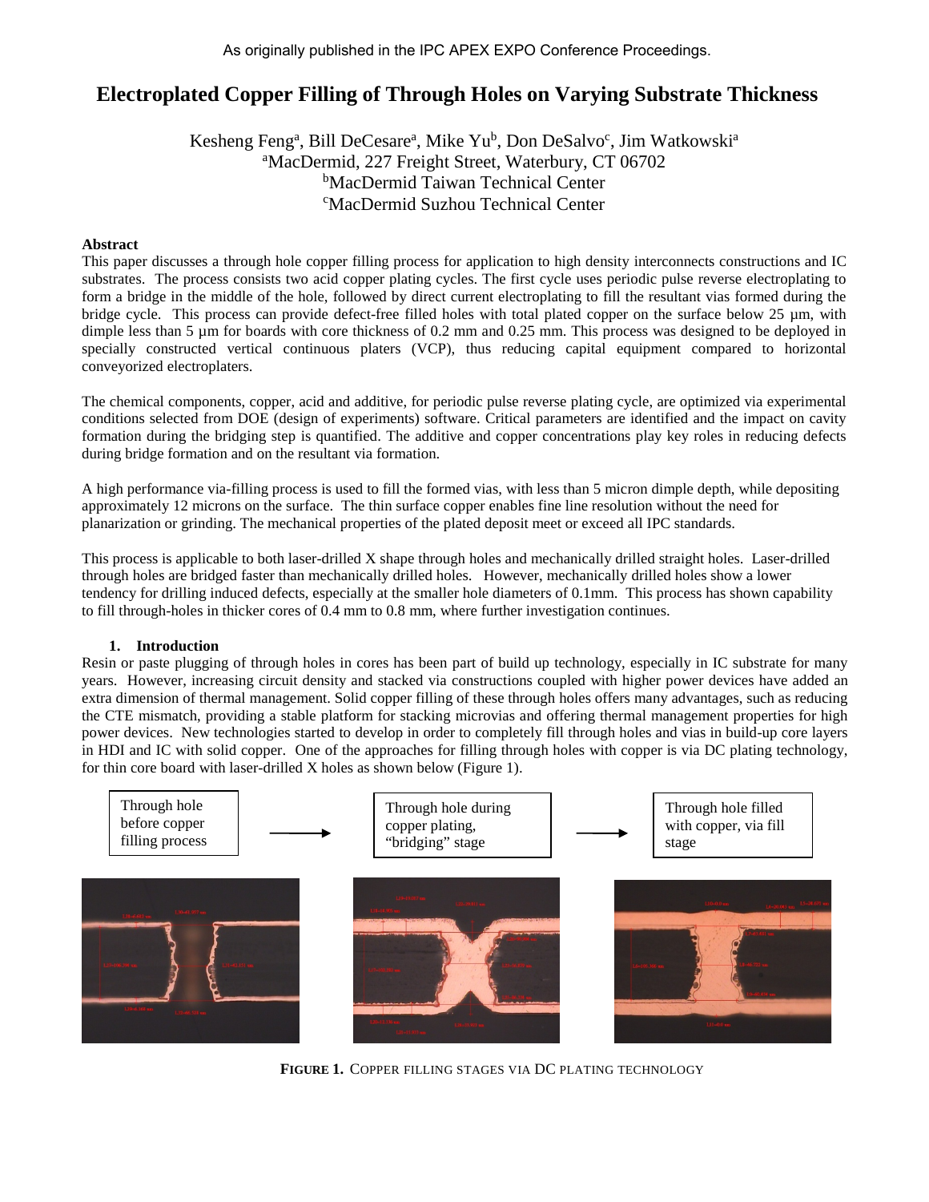As originally published in the IPC APEX EXPO Conference Proceedings.

# Electroplated Copper Filling of Through Holes on Varying Substrate Thickness

Kesheng Feng[a], Bill DeCesare[a], Mike Yu[b], Don DeSalvo[c], Jim Watkowski[a]
[a]MacDermid, 227 Freight Street, Waterbury, CT 06702
[b]MacDermid Taiwan Technical Center
[c]MacDermid Suzhou Technical Center

## Abstract

This paper discusses a through hole copper filling process for application to high density interconnects constructions and IC substrates. The process consists two acid copper plating cycles. The first cycle uses periodic pulse reverse electroplating to form a bridge in the middle of the hole, followed by direct current electroplating to fill the resultant vias formed during the bridge cycle. This process can provide defect-free filled holes with total plated copper on the surface below 25 µm, with dimple less than 5 µm for boards with core thickness of 0.2 mm and 0.25 mm. This process was designed to be deployed in specially constructed vertical continuous platers (VCP), thus reducing capital equipment compared to horizontal conveyorized electroplaters.

The chemical components, copper, acid and additive, for periodic pulse reverse plating cycle, are optimized via experimental conditions selected from DOE (design of experiments) software. Critical parameters are identified and the impact on cavity formation during the bridging step is quantified. The additive and copper concentrations play key roles in reducing defects during bridge formation and on the resultant via formation.

A high performance via-filling process is used to fill the formed vias, with less than 5 micron dimple depth, while depositing approximately 12 microns on the surface. The thin surface copper enables fine line resolution without the need for planarization or grinding. The mechanical properties of the plated deposit meet or exceed all IPC standards.

This process is applicable to both laser-drilled X shape through holes and mechanically drilled straight holes. Laser-drilled through holes are bridged faster than mechanically drilled holes. However, mechanically drilled holes show a lower tendency for drilling induced defects, especially at the smaller hole diameters of 0.1mm. This process has shown capability to fill through-holes in thicker cores of 0.4 mm to 0.8 mm, where further investigation continues.

## 1. Introduction

Resin or paste plugging of through holes in cores has been part of build up technology, especially in IC substrate for many years. However, increasing circuit density and stacked via constructions coupled with higher power devices have added an extra dimension of thermal management. Solid copper filling of these through holes offers many advantages, such as reducing the CTE mismatch, providing a stable platform for stacking microvias and offering thermal management properties for high power devices. New technologies started to develop in order to completely fill through holes and vias in build-up core layers in HDI and IC with solid copper. One of the approaches for filling through holes with copper is via DC plating technology, for thin core board with laser-drilled X holes as shown below (Figure 1).

Through hole before copper filling process → Through hole during copper plating, "bridging" stage → Through hole filled with copper, via fill stage

**FIGURE 1.** COPPER FILLING STAGES VIA DC PLATING TECHNOLOGY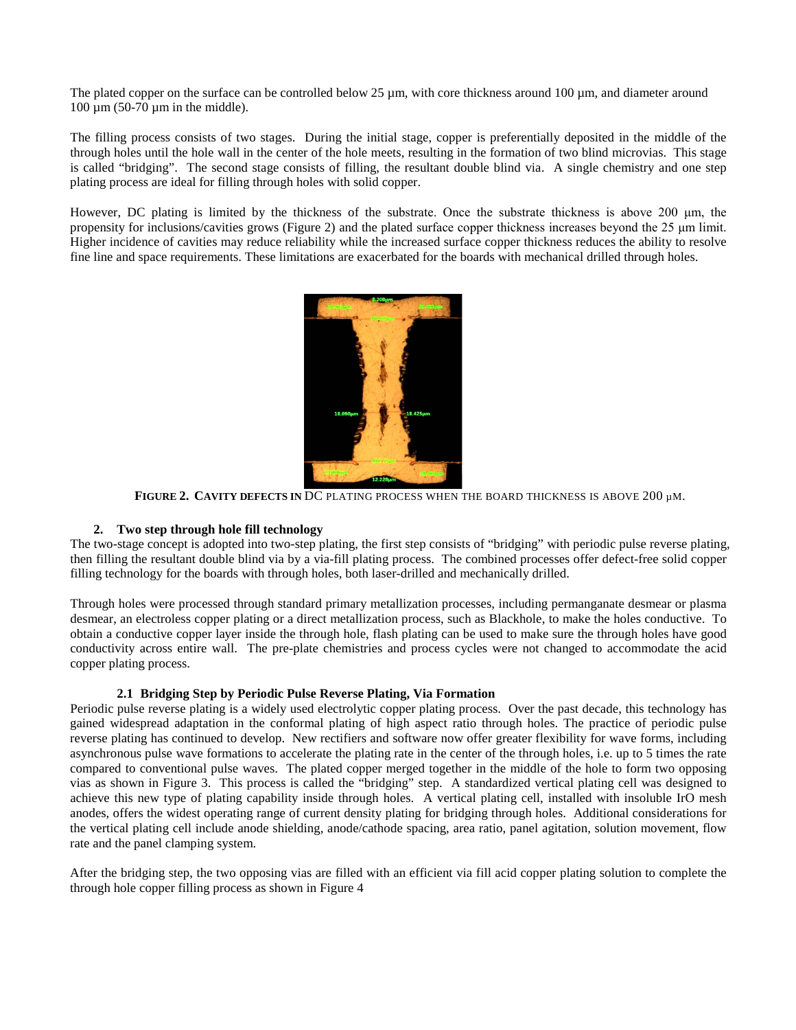The plated copper on the surface can be controlled below 25 µm, with core thickness around 100 µm, and diameter around 100 µm (50-70 µm in the middle).

The filling process consists of two stages. During the initial stage, copper is preferentially deposited in the middle of the through holes until the hole wall in the center of the hole meets, resulting in the formation of two blind microvias. This stage is called "bridging". The second stage consists of filling, the resultant double blind via. A single chemistry and one step plating process are ideal for filling through holes with solid copper.

However, DC plating is limited by the thickness of the substrate. Once the substrate thickness is above 200 µm, the propensity for inclusions/cavities grows (Figure 2) and the plated surface copper thickness increases beyond the 25 µm limit. Higher incidence of cavities may reduce reliability while the increased surface copper thickness reduces the ability to resolve fine line and space requirements. These limitations are exacerbated for the boards with mechanical drilled through holes.

**FIGURE 2. CAVITY DEFECTS IN DC PLATING PROCESS WHEN THE BOARD THICKNESS IS ABOVE 200 µM.**

## 2. Two step through hole fill technology

The two-stage concept is adopted into two-step plating, the first step consists of "bridging" with periodic pulse reverse plating, then filling the resultant double blind via by a via-fill plating process. The combined processes offer defect-free solid copper filling technology for the boards with through holes, both laser-drilled and mechanically drilled.

Through holes were processed through standard primary metallization processes, including permanganate desmear or plasma desmear, an electroless copper plating or a direct metallization process, such as Blackhole, to make the holes conductive. To obtain a conductive copper layer inside the through hole, flash plating can be used to make sure the through holes have good conductivity across entire wall. The pre-plate chemistries and process cycles were not changed to accommodate the acid copper plating process.

### 2.1 Bridging Step by Periodic Pulse Reverse Plating, Via Formation

Periodic pulse reverse plating is a widely used electrolytic copper plating process. Over the past decade, this technology has gained widespread adaptation in the conformal plating of high aspect ratio through holes. The practice of periodic pulse reverse plating has continued to develop. New rectifiers and software now offer greater flexibility for wave forms, including asynchronous pulse wave formations to accelerate the plating rate in the center of the through holes, i.e. up to 5 times the rate compared to conventional pulse waves. The plated copper merged together in the middle of the hole to form two opposing vias as shown in Figure 3. This process is called the "bridging" step. A standardized vertical plating cell was designed to achieve this new type of plating capability inside through holes. A vertical plating cell, installed with insoluble IrO mesh anodes, offers the widest operating range of current density plating for bridging through holes. Additional considerations for the vertical plating cell include anode shielding, anode/cathode spacing, area ratio, panel agitation, solution movement, flow rate and the panel clamping system.

After the bridging step, the two opposing vias are filled with an efficient via fill acid copper plating solution to complete the through hole copper filling process as shown in Figure 4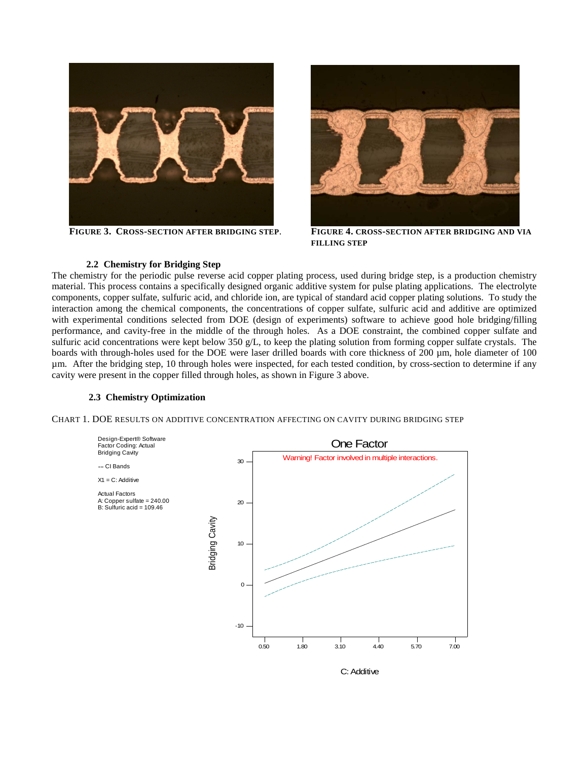FIGURE 3. CROSS-SECTION AFTER BRIDGING STEP.

FIGURE 4. CROSS-SECTION AFTER BRIDGING AND VIA FILLING STEP

### 2.2 Chemistry for Bridging Step

The chemistry for the periodic pulse reverse acid copper plating process, used during bridge step, is a production chemistry material. This process contains a specifically designed organic additive system for pulse plating applications. The electrolyte components, copper sulfate, sulfuric acid, and chloride ion, are typical of standard acid copper plating solutions. To study the interaction among the chemical components, the concentrations of copper sulfate, sulfuric acid and additive are optimized with experimental conditions selected from DOE (design of experiments) software to achieve good hole bridging/filling performance, and cavity-free in the middle of the through holes. As a DOE constraint, the combined copper sulfate and sulfuric acid concentrations were kept below 350 g/L, to keep the plating solution from forming copper sulfate crystals. The boards with through-holes used for the DOE were laser drilled boards with core thickness of 200 µm, hole diameter of 100 µm. After the bridging step, 10 through holes were inspected, for each tested condition, by cross-section to determine if any cavity were present in the copper filled through holes, as shown in Figure 3 above.

### 2.3 Chemistry Optimization

CHART 1. DOE RESULTS ON ADDITIVE CONCENTRATION AFFECTING ON CAVITY DURING BRIDGING STEP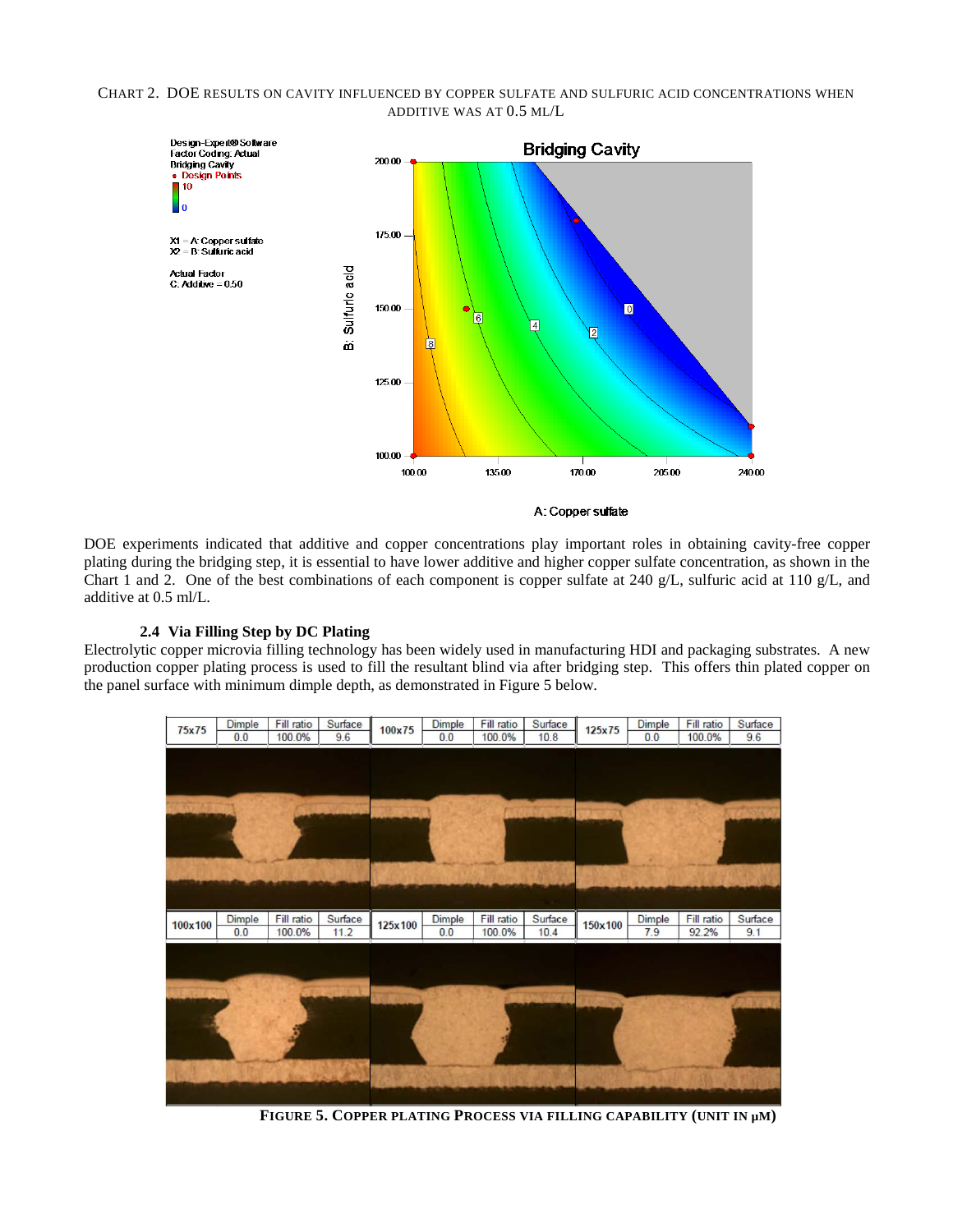CHART 2. DOE RESULTS ON CAVITY INFLUENCED BY COPPER SULFATE AND SULFURIC ACID CONCENTRATIONS WHEN ADDITIVE WAS AT 0.5 ML/L

DOE experiments indicated that additive and copper concentrations play important roles in obtaining cavity-free copper plating during the bridging step, it is essential to have lower additive and higher copper sulfate concentration, as shown in the Chart 1 and 2. One of the best combinations of each component is copper sulfate at 240 g/L, sulfuric acid at 110 g/L, and additive at 0.5 ml/L.

### 2.4 Via Filling Step by DC Plating

Electrolytic copper microvia filling technology has been widely used in manufacturing HDI and packaging substrates. A new production copper plating process is used to fill the resultant blind via after bridging step. This offers thin plated copper on the panel surface with minimum dimple depth, as demonstrated in Figure 5 below.

| Via | Dimple | Fill ratio | Surface |
|---|---|---|---|
| 75x75 | 0.0 | 100.0% | 9.6 |
| 100x75 | 0.0 | 100.0% | 10.8 |
| 125x75 | 0.0 | 100.0% | 9.6 |
| 100x100 | 0.0 | 100.0% | 11.2 |
| 125x100 | 0.0 | 100.0% | 10.4 |
| 150x100 | 7.9 | 92.2% | 9.1 |

**FIGURE 5. COPPER PLATING PROCESS VIA FILLING CAPABILITY (UNIT IN μM)**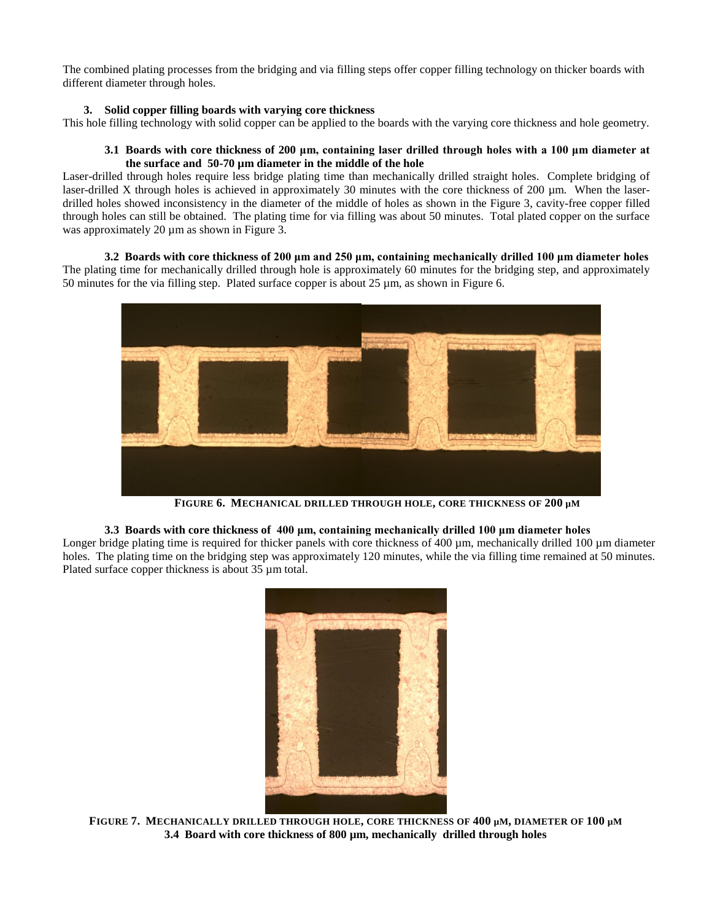The combined plating processes from the bridging and via filling steps offer copper filling technology on thicker boards with different diameter through holes.

### 3. Solid copper filling boards with varying core thickness

This hole filling technology with solid copper can be applied to the boards with the varying core thickness and hole geometry.

#### 3.1 Boards with core thickness of 200 µm, containing laser drilled through holes with a 100 µm diameter at the surface and 50-70 µm diameter in the middle of the hole

Laser-drilled through holes require less bridge plating time than mechanically drilled straight holes. Complete bridging of laser-drilled X through holes is achieved in approximately 30 minutes with the core thickness of 200 µm. When the laser-drilled holes showed inconsistency in the diameter of the middle of holes as shown in the Figure 3, cavity-free copper filled through holes can still be obtained. The plating time for via filling was about 50 minutes. Total plated copper on the surface was approximately 20 µm as shown in Figure 3.

#### 3.2 Boards with core thickness of 200 µm and 250 µm, containing mechanically drilled 100 µm diameter holes

The plating time for mechanically drilled through hole is approximately 60 minutes for the bridging step, and approximately 50 minutes for the via filling step. Plated surface copper is about 25 µm, as shown in Figure 6.

**FIGURE 6. MECHANICAL DRILLED THROUGH HOLE, CORE THICKNESS OF 200 µM**

#### 3.3 Boards with core thickness of 400 µm, containing mechanically drilled 100 µm diameter holes

Longer bridge plating time is required for thicker panels with core thickness of 400 µm, mechanically drilled 100 µm diameter holes. The plating time on the bridging step was approximately 120 minutes, while the via filling time remained at 50 minutes. Plated surface copper thickness is about 35 µm total.

**FIGURE 7. MECHANICALLY DRILLED THROUGH HOLE, CORE THICKNESS OF 400 µM, DIAMETER OF 100 µM**

#### 3.4 Board with core thickness of 800 µm, mechanically drilled through holes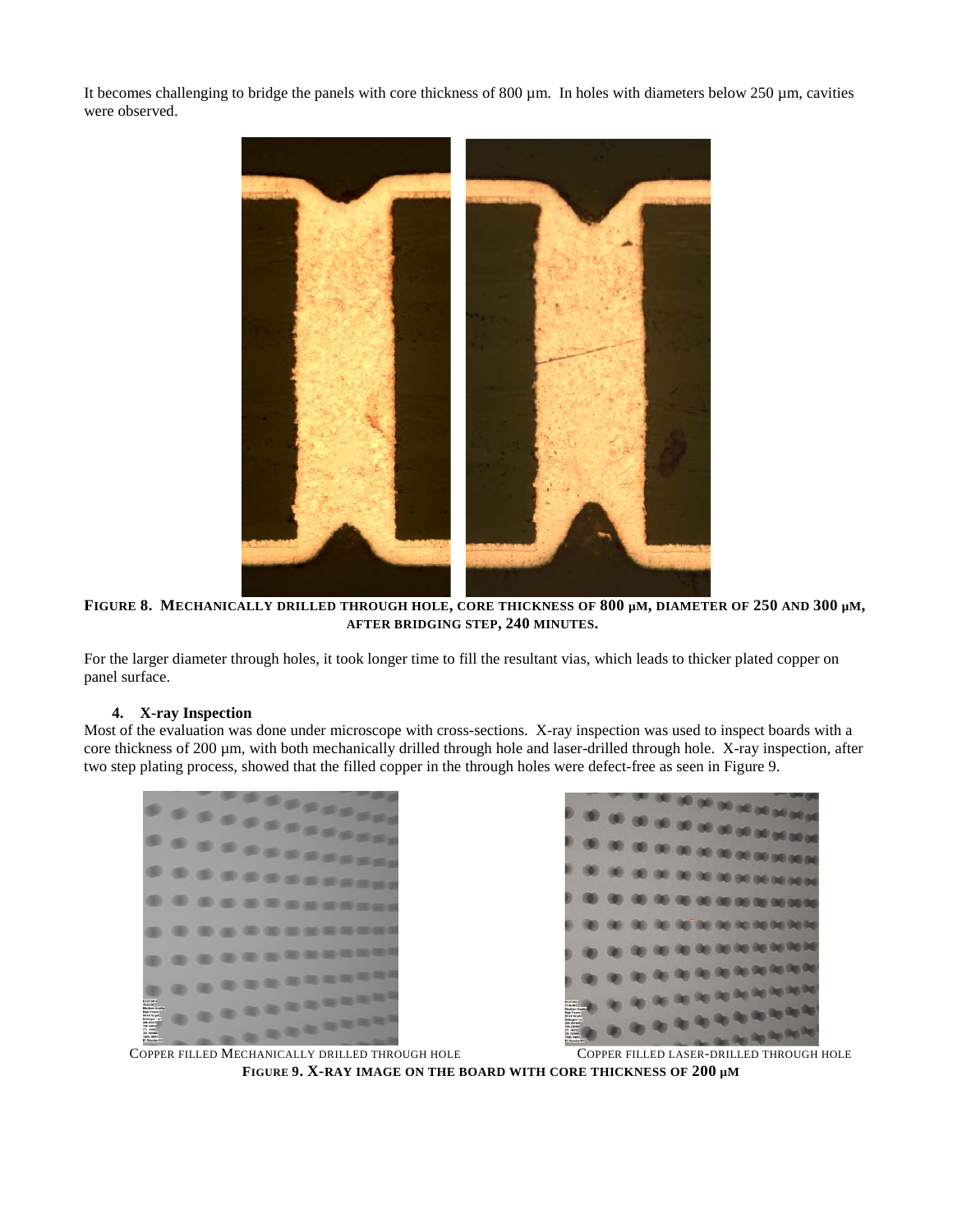It becomes challenging to bridge the panels with core thickness of 800 µm. In holes with diameters below 250 µm, cavities were observed.

**FIGURE 8. MECHANICALLY DRILLED THROUGH HOLE, CORE THICKNESS OF 800 µM, DIAMETER OF 250 AND 300 µM, AFTER BRIDGING STEP, 240 MINUTES.**

For the larger diameter through holes, it took longer time to fill the resultant vias, which leads to thicker plated copper on panel surface.

### 4. X-ray Inspection

Most of the evaluation was done under microscope with cross-sections. X-ray inspection was used to inspect boards with a core thickness of 200 µm, with both mechanically drilled through hole and laser-drilled through hole. X-ray inspection, after two step plating process, showed that the filled copper in the through holes were defect-free as seen in Figure 9.

COPPER FILLED MECHANICALLY DRILLED THROUGH HOLE

COPPER FILLED LASER-DRILLED THROUGH HOLE

**FIGURE 9. X-RAY IMAGE ON THE BOARD WITH CORE THICKNESS OF 200 µM**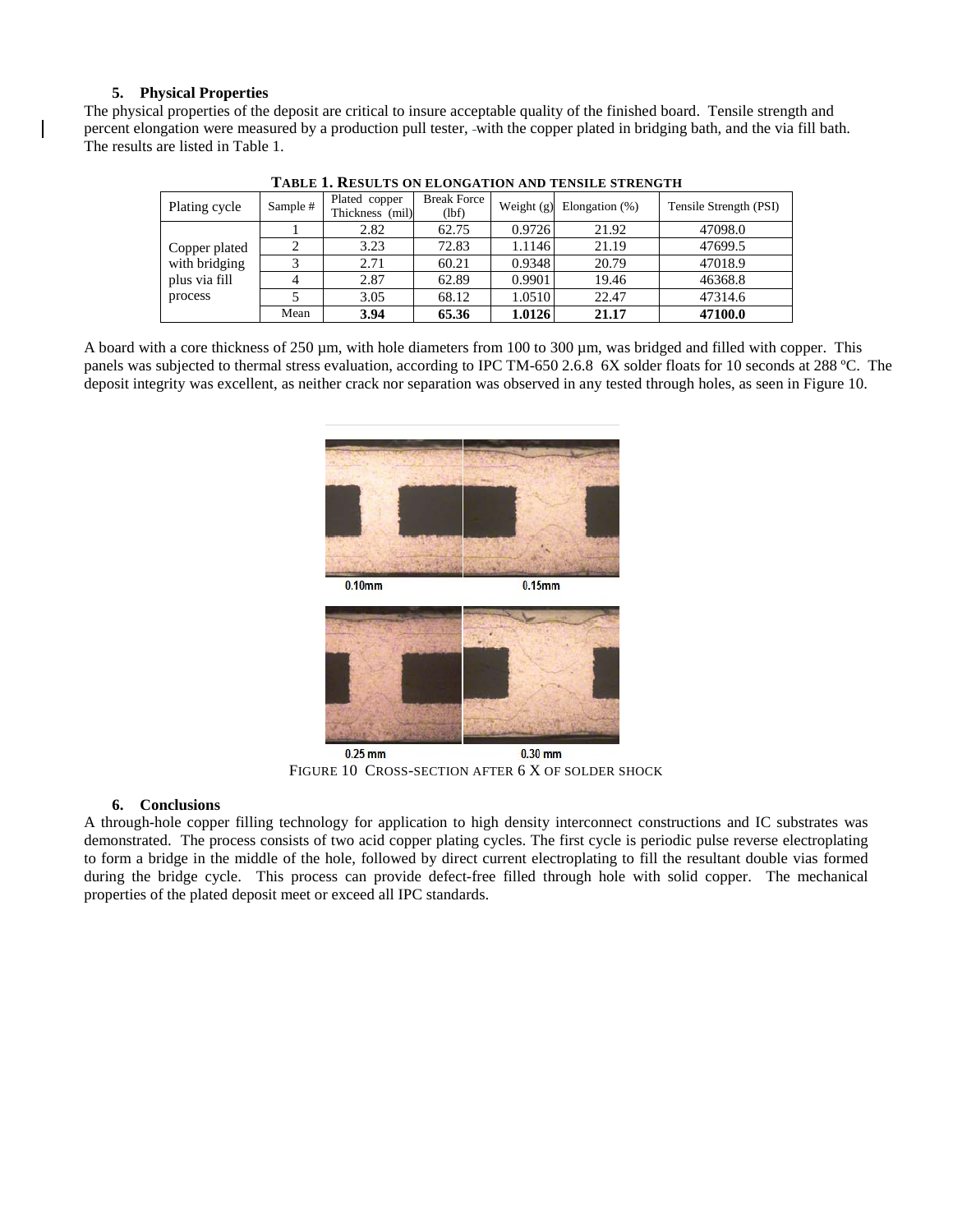### 5. Physical Properties

The physical properties of the deposit are critical to insure acceptable quality of the finished board. Tensile strength and percent elongation were measured by a production pull tester, with the copper plated in bridging bath, and the via fill bath. The results are listed in Table 1.

**TABLE 1. RESULTS ON ELONGATION AND TENSILE STRENGTH**

| Plating cycle | Sample # | Plated copper Thickness (mil) | Break Force (lbf) | Weight (g) | Elongation (%) | Tensile Strength (PSI) |
|---|---|---|---|---|---|---|
| Copper plated with bridging plus via fill process | 1 | 2.82 | 62.75 | 0.9726 | 21.92 | 47098.0 |
| | 2 | 3.23 | 72.83 | 1.1146 | 21.19 | 47699.5 |
| | 3 | 2.71 | 60.21 | 0.9348 | 20.79 | 47018.9 |
| | 4 | 2.87 | 62.89 | 0.9901 | 19.46 | 46368.8 |
| | 5 | 3.05 | 68.12 | 1.0510 | 22.47 | 47314.6 |
| | Mean | **3.94** | **65.36** | **1.0126** | **21.17** | **47100.0** |

A board with a core thickness of 250 µm, with hole diameters from 100 to 300 µm, was bridged and filled with copper. This panels was subjected to thermal stress evaluation, according to IPC TM-650 2.6.8 6X solder floats for 10 seconds at 288 ºC. The deposit integrity was excellent, as neither crack nor separation was observed in any tested through holes, as seen in Figure 10.

0.10mm

0.15mm

0.25 mm

0.30 mm

FIGURE 10 CROSS-SECTION AFTER 6 X OF SOLDER SHOCK

### 6. Conclusions

A through-hole copper filling technology for application to high density interconnect constructions and IC substrates was demonstrated. The process consists of two acid copper plating cycles. The first cycle is periodic pulse reverse electroplating to form a bridge in the middle of the hole, followed by direct current electroplating to fill the resultant double vias formed during the bridge cycle. This process can provide defect-free filled through hole with solid copper. The mechanical properties of the plated deposit meet or exceed all IPC standards.